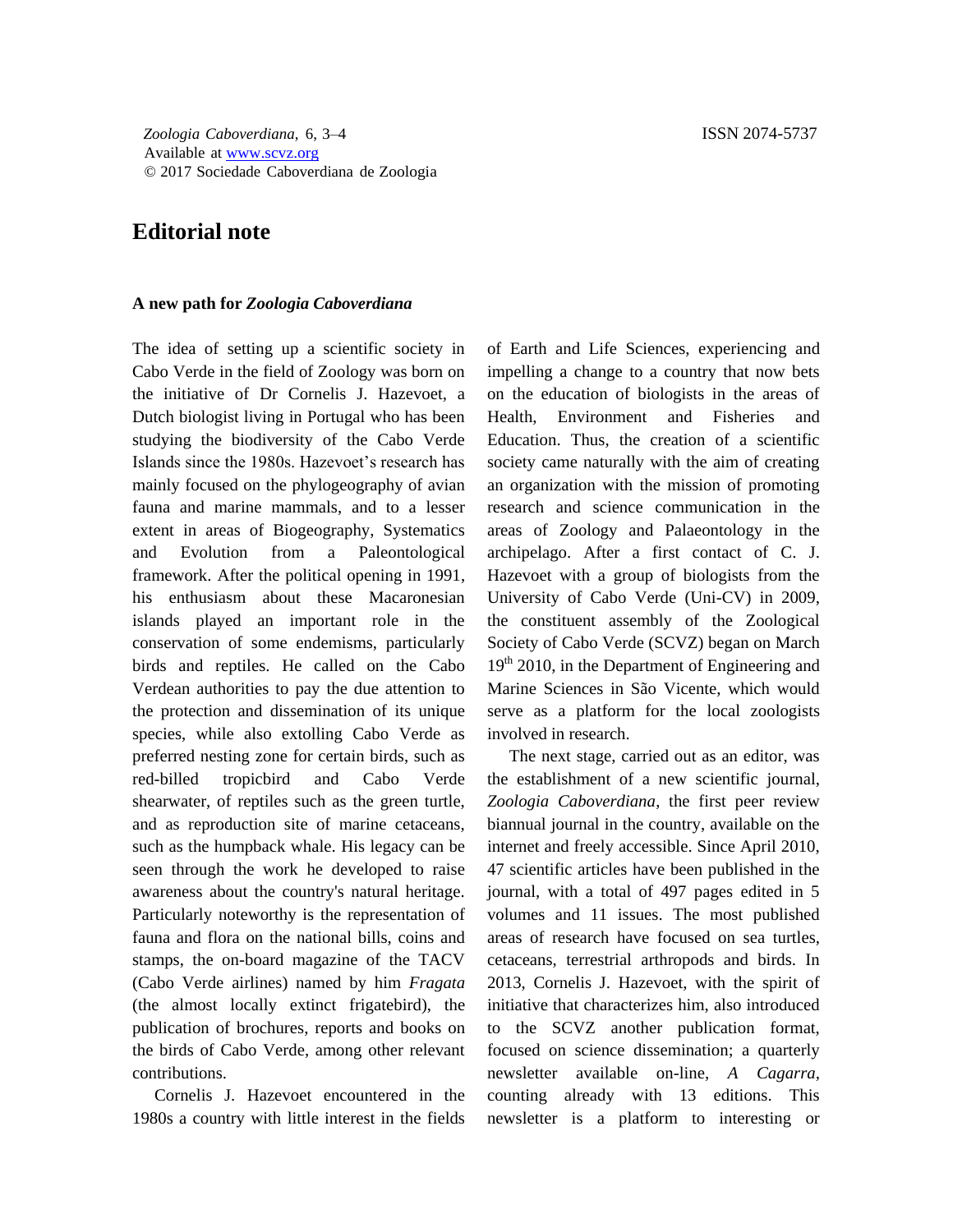# Editorial note

### A new path for *Zoologia Caboverdiana*

The idea of setting up a scientific society in Cabo Verde in the field of Zoology was born on the initiative of Dr Cornelis J. Hazevoet, a Dutch biologist living in Portugal who has been studying the biodiversity of the Cabo Verde Islands since the 1980s. Hazevoet's research has mainly focused on the phylogeography of avian fauna and marine mammals, and to a lesser extent in areas of Biogeography, Systematics and Evolution from a Paleontological framework. After the political opening in 1991, his enthusiasm about these Macaronesian islands played an important role in the conservation of some endemisms, particularly birds and reptiles. He called on the Cabo Verdean authorities to pay the due attention to the protection and dissemination of its unique species, while also extolling Cabo Verde as preferred nesting zone for certain birds, such as red-billed tropicbird and Cabo Verde shearwater, of reptiles such as the green turtle, and as reproduction site of marine cetaceans, such as the humpback whale. His legacy can be seen through the work he developed to raise awareness about the country's natural heritage. Particularly noteworthy is the representation of fauna and flora on the national bills, coins and stamps, the on-board magazine of the TACV (Cabo Verde airlines) named by him *Fragata* (the almost locally extinct frigatebird), the publication of brochures, reports and books on the birds of Cabo Verde, among other relevant contributions.

Cornelis J. Hazevoet encountered in the 1980s a country with little interest in the fields of Earth and Life Sciences, experiencing and impelling a change to a country that now bets on the education of biologists in the areas of Health, Environment and Fisheries and Education. Thus, the creation of a scientific society came naturally with the aim of creating an organization with the mission of promoting research and science communication in the areas of Zoology and Palaeontology in the archipelago. After a first contact of C. J. Hazevoet with a group of biologists from the University of Cabo Verde (Uni-CV) in 2009, the constituent assembly of the Zoological Society of Cabo Verde (SCVZ) began on March 19th 2010, in the Department of Engineering and Marine Sciences in São Vicente, which would serve as a platform for the local zoologists involved in research.

The next stage, carried out as an editor, was the establishment of a new scientific journal, *Zoologia Caboverdiana*, the first peer review biannual journal in the country, available on the internet and freely accessible. Since April 2010, 47 scientific articles have been published in the journal, with a total of 497 pages edited in 5 volumes and 11 issues. The most published areas of research have focused on sea turtles, cetaceans, terrestrial arthropods and birds. In 2013, Cornelis J. Hazevoet, with the spirit of initiative that characterizes him, also introduced to the SCVZ another publication format, focused on science dissemination; a quarterly newsletter available on-line, *A Cagarra*, counting already with 13 editions. This newsletter is a platform to interesting or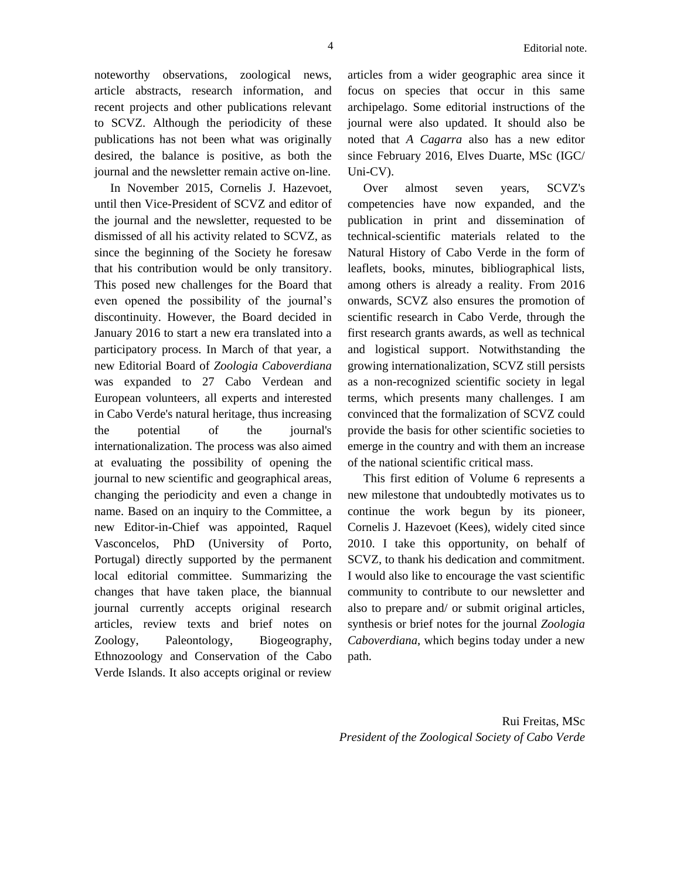noteworthy observations, zoological news, article abstracts, research information, and recent projects and other publications relevant to SCVZ. Although the periodicity of these publications has not been what was originally desired, the balance is positive, as both the journal and the newsletter remain active on-line.

In November 2015, Cornelis J. Hazevoet, until then Vice-President of SCVZ and editor of the journal and the newsletter, requested to be dismissed of all his activity related to SCVZ, as since the beginning of the Society he foresaw that his contribution would be only transitory. This posed new challenges for the Board that even opened the possibility of the journal's discontinuity. However, the Board decided in January 2016 to start a new era translated into a participatory process. In March of that year, a new Editorial Board of *Zoologia Caboverdiana* was expanded to 27 Cabo Verdean and European volunteers, all experts and interested in Cabo Verde's natural heritage, thus increasing the potential of the journal's internationalization. The process was also aimed at evaluating the possibility of opening the journal to new scientific and geographical areas, changing the periodicity and even a change in name. Based on an inquiry to the Committee, a new Editor-in-Chief was appointed, Raquel Vasconcelos, PhD (University of Porto, Portugal) directly supported by the permanent local editorial committee. Summarizing the changes that have taken place, the biannual journal currently accepts original research articles, review texts and brief notes on Zoology, Paleontology, Biogeography, Ethnozoology and Conservation of the Cabo Verde Islands. It also accepts original or review articles from a wider geographic area since it focus on species that occur in this same archipelago. Some editorial instructions of the journal were also updated. It should also be noted that *A Cagarra* also has a new editor since February 2016, Elves Duarte, MSc (IGC/ Uni-CV).

Over almost seven years, SCVZ's competencies have now expanded, and the publication in print and dissemination of technical-scientific materials related to the Natural History of Cabo Verde in the form of leaflets, books, minutes, bibliographical lists, among others is already a reality. From 2016 onwards, SCVZ also ensures the promotion of scientific research in Cabo Verde, through the first research grants awards, as well as technical and logistical support. Notwithstanding the growing internationalization, SCVZ still persists as a non-recognized scientific society in legal terms, which presents many challenges. I am convinced that the formalization of SCVZ could provide the basis for other scientific societies to emerge in the country and with them an increase of the national scientific critical mass.

This first edition of Volume 6 represents a new milestone that undoubtedly motivates us to continue the work begun by its pioneer, Cornelis J. Hazevoet (Kees), widely cited since 2010. I take this opportunity, on behalf of SCVZ, to thank his dedication and commitment. I would also like to encourage the vast scientific community to contribute to our newsletter and also to prepare and/ or submit original articles, synthesis or brief notes for the journal *Zoologia Caboverdiana*, which begins today under a new path.

Rui Freitas, MSc  
*President of the Zoological Society of Cabo Verde*